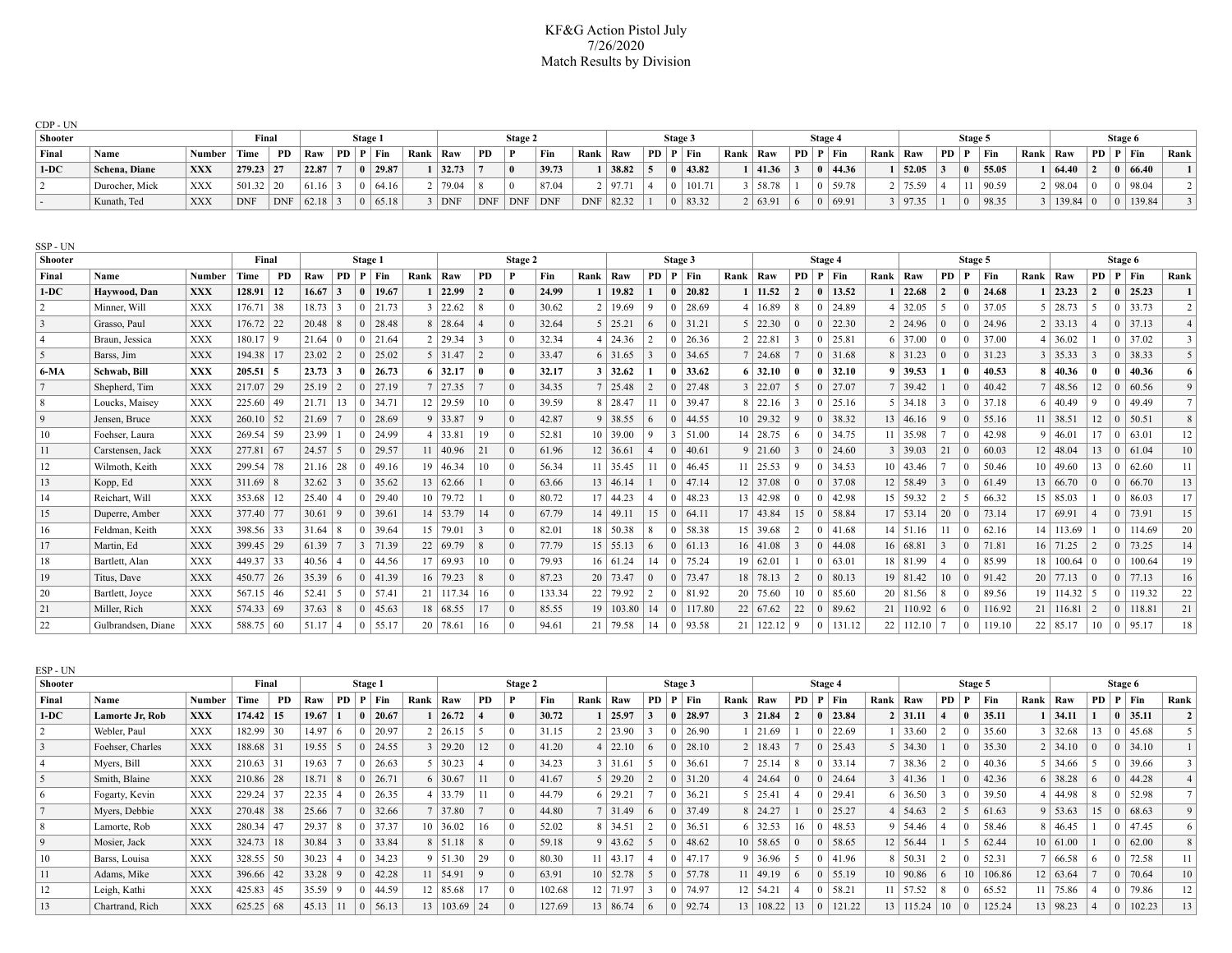# KF&G Action Pistol July
7/26/2020
Match Results by Division

CDP - UN

| Shooter | | | Final | | Stage 1 | | | | | Stage 2 | | | | | Stage 3 | | | | | Stage 4 | | | | | Stage 5 | | | | | Stage 6 | | | | |
|---|---|---|---|---|---|---|---|---|---|---|---|---|---|---|---|---|---|---|---|---|---|---|---|---|---|---|---|---|---|---|---|---|---|---|
| Final | Name | Number | Time | PD | Raw | PD | P | Fin | Rank | Raw | PD | P | Fin | Rank | Raw | PD | P | Fin | Rank | Raw | PD | P | Fin | Rank | Raw | PD | P | Fin | Rank | Raw | PD | P | Fin | Rank |
| **1-DC** | **Schena, Diane** | **XXX** | **279.23** | **27** | **22.87** | **7** | **0** | **29.87** | **1** | **32.73** | **7** | **0** | **39.73** | **1** | **38.82** | **5** | **0** | **43.82** | **1** | **41.36** | **3** | **0** | **44.36** | **1** | **52.05** | **3** | **0** | **55.05** | **1** | **64.40** | **2** | **0** | **66.40** | **1** |
| 2 | Durocher, Mick | XXX | 501.32 | 20 | 61.16 | 3 | 0 | 64.16 | 2 | 79.04 | 8 | 0 | 87.04 | 2 | 97.71 | 4 | 0 | 101.71 | 3 | 58.78 | 1 | 0 | 59.78 | 2 | 75.59 | 4 | 11 | 90.59 | 2 | 98.04 | 0 | 0 | 98.04 | 2 |
| - | Kunath, Ted | XXX | DNF | DNF | 62.18 | 3 | 0 | 65.18 | 3 | DNF | DNF | DNF | DNF | DNF | 82.32 | 1 | 0 | 83.32 | 2 | 63.91 | 6 | 0 | 69.91 | 3 | 97.35 | 1 | 0 | 98.35 | 3 | 139.84 | 0 | 0 | 139.84 | 3 |

SSP - UN

| Shooter | | | Final | | Stage 1 | | | | | Stage 2 | | | | | Stage 3 | | | | | Stage 4 | | | | | Stage 5 | | | | | Stage 6 | | | | |
|---|---|---|---|---|---|---|---|---|---|---|---|---|---|---|---|---|---|---|---|---|---|---|---|---|---|---|---|---|---|---|---|---|---|---|
| Final | Name | Number | Time | PD | Raw | PD | P | Fin | Rank | Raw | PD | P | Fin | Rank | Raw | PD | P | Fin | Rank | Raw | PD | P | Fin | Rank | Raw | PD | P | Fin | Rank | Raw | PD | P | Fin | Rank |
| **1-DC** | **Haywood, Dan** | **XXX** | **128.91** | **12** | **16.67** | **3** | **0** | **19.67** | **1** | **22.99** | **2** | **0** | **24.99** | **1** | **19.82** | **1** | **0** | **20.82** | **1** | **11.52** | **2** | **0** | **13.52** | **1** | **22.68** | **2** | **0** | **24.68** | **1** | **23.23** | **2** | **0** | **25.23** | **1** |
| 2 | Minner, Will | XXX | 176.71 | 38 | 18.73 | 3 | 0 | 21.73 | 3 | 22.62 | 8 | 0 | 30.62 | 2 | 19.69 | 9 | 0 | 28.69 | 4 | 16.89 | 8 | 0 | 24.89 | 4 | 32.05 | 5 | 0 | 37.05 | 5 | 28.73 | 5 | 0 | 33.73 | 2 |
| 3 | Grasso, Paul | XXX | 176.72 | 22 | 20.48 | 8 | 0 | 28.48 | 8 | 28.64 | 4 | 0 | 32.64 | 5 | 25.21 | 6 | 0 | 31.21 | 5 | 22.30 | 0 | 0 | 22.30 | 2 | 24.96 | 0 | 0 | 24.96 | 2 | 33.13 | 4 | 0 | 37.13 | 4 |
| 4 | Braun, Jessica | XXX | 180.17 | 9 | 21.64 | 0 | 0 | 21.64 | 2 | 29.34 | 3 | 0 | 32.34 | 4 | 24.36 | 2 | 0 | 26.36 | 2 | 22.81 | 3 | 0 | 25.81 | 6 | 37.00 | 0 | 0 | 37.00 | 4 | 36.02 | 1 | 0 | 37.02 | 3 |
| 5 | Barss, Jim | XXX | 194.38 | 17 | 23.02 | 2 | 0 | 25.02 | 5 | 31.47 | 2 | 0 | 33.47 | 6 | 31.65 | 3 | 0 | 34.65 | 7 | 24.68 | 7 | 0 | 31.68 | 8 | 31.23 | 0 | 0 | 31.23 | 3 | 35.33 | 3 | 0 | 38.33 | 5 |
| **6-MA** | **Schwab, Bill** | **XXX** | **205.51** | **5** | **23.73** | **3** | **0** | **26.73** | **6** | **32.17** | **0** | **0** | **32.17** | **3** | **32.62** | **1** | **0** | **33.62** | **6** | **32.10** | **0** | **0** | **32.10** | **9** | **39.53** | **1** | **0** | **40.53** | **8** | **40.36** | **0** | **0** | **40.36** | **6** |
| 7 | Shepherd, Tim | XXX | 217.07 | 29 | 25.19 | 2 | 0 | 27.19 | 7 | 27.35 | 7 | 0 | 34.35 | 7 | 25.48 | 2 | 0 | 27.48 | 3 | 22.07 | 5 | 0 | 27.07 | 7 | 39.42 | 1 | 0 | 40.42 | 7 | 48.56 | 12 | 0 | 60.56 | 9 |
| 8 | Loucks, Maisey | XXX | 225.60 | 49 | 21.71 | 13 | 0 | 34.71 | 12 | 29.59 | 10 | 0 | 39.59 | 8 | 28.47 | 11 | 0 | 39.47 | 8 | 22.16 | 3 | 0 | 25.16 | 5 | 34.18 | 3 | 0 | 37.18 | 6 | 40.49 | 9 | 0 | 49.49 | 7 |
| 9 | Jensen, Bruce | XXX | 260.10 | 52 | 21.69 | 7 | 0 | 28.69 | 9 | 33.87 | 9 | 0 | 42.87 | 9 | 38.55 | 6 | 0 | 44.55 | 10 | 29.32 | 9 | 0 | 38.32 | 13 | 46.16 | 9 | 0 | 55.16 | 11 | 38.51 | 12 | 0 | 50.51 | 8 |
| 10 | Foehser, Laura | XXX | 269.54 | 59 | 23.99 | 1 | 0 | 24.99 | 4 | 33.81 | 19 | 0 | 52.81 | 10 | 39.00 | 9 | 3 | 51.00 | 14 | 28.75 | 6 | 0 | 34.75 | 11 | 35.98 | 7 | 0 | 42.98 | 9 | 46.01 | 17 | 0 | 63.01 | 12 |
| 11 | Carstensen, Jack | XXX | 277.81 | 67 | 24.57 | 5 | 0 | 29.57 | 11 | 40.96 | 21 | 0 | 61.96 | 12 | 36.61 | 4 | 0 | 40.61 | 9 | 21.60 | 3 | 0 | 24.60 | 3 | 39.03 | 21 | 0 | 60.03 | 12 | 48.04 | 13 | 0 | 61.04 | 10 |
| 12 | Wilmoth, Keith | XXX | 299.54 | 78 | 21.16 | 28 | 0 | 49.16 | 19 | 46.34 | 10 | 0 | 56.34 | 11 | 35.45 | 11 | 0 | 46.45 | 11 | 25.53 | 9 | 0 | 34.53 | 10 | 43.46 | 7 | 0 | 50.46 | 10 | 49.60 | 13 | 0 | 62.60 | 11 |
| 13 | Kopp, Ed | XXX | 311.69 | 8 | 32.62 | 3 | 0 | 35.62 | 13 | 62.66 | 1 | 0 | 63.66 | 13 | 46.14 | 1 | 0 | 47.14 | 12 | 37.08 | 0 | 0 | 37.08 | 12 | 58.49 | 3 | 0 | 61.49 | 13 | 66.70 | 0 | 0 | 66.70 | 13 |
| 14 | Reichart, Will | XXX | 353.68 | 12 | 25.40 | 4 | 0 | 29.40 | 10 | 79.72 | 1 | 0 | 80.72 | 17 | 44.23 | 4 | 0 | 48.23 | 13 | 42.98 | 0 | 0 | 42.98 | 15 | 59.32 | 2 | 5 | 66.32 | 15 | 85.03 | 1 | 0 | 86.03 | 17 |
| 15 | Duperre, Amber | XXX | 377.40 | 77 | 30.61 | 9 | 0 | 39.61 | 14 | 53.79 | 14 | 0 | 67.79 | 14 | 49.11 | 15 | 0 | 64.11 | 17 | 43.84 | 15 | 0 | 58.84 | 17 | 53.14 | 20 | 0 | 73.14 | 17 | 69.91 | 4 | 0 | 73.91 | 15 |
| 16 | Feldman, Keith | XXX | 398.56 | 33 | 31.64 | 8 | 0 | 39.64 | 15 | 79.01 | 3 | 0 | 82.01 | 18 | 50.38 | 8 | 0 | 58.38 | 15 | 39.68 | 2 | 0 | 41.68 | 14 | 51.16 | 11 | 0 | 62.16 | 14 | 113.69 | 1 | 0 | 114.69 | 20 |
| 17 | Martin, Ed | XXX | 399.45 | 29 | 61.39 | 7 | 3 | 71.39 | 22 | 69.79 | 8 | 0 | 77.79 | 15 | 55.13 | 6 | 0 | 61.13 | 16 | 41.08 | 3 | 0 | 44.08 | 16 | 68.81 | 3 | 0 | 71.81 | 16 | 71.25 | 2 | 0 | 73.25 | 14 |
| 18 | Bartlett, Alan | XXX | 449.37 | 33 | 40.56 | 4 | 0 | 44.56 | 17 | 69.93 | 10 | 0 | 79.93 | 16 | 61.24 | 14 | 0 | 75.24 | 19 | 62.01 | 1 | 0 | 63.01 | 18 | 81.99 | 4 | 0 | 85.99 | 18 | 100.64 | 0 | 0 | 100.64 | 19 |
| 19 | Titus, Dave | XXX | 450.77 | 26 | 35.39 | 6 | 0 | 41.39 | 16 | 79.23 | 8 | 0 | 87.23 | 20 | 73.47 | 0 | 0 | 73.47 | 18 | 78.13 | 2 | 0 | 80.13 | 19 | 81.42 | 10 | 0 | 91.42 | 20 | 77.13 | 0 | 0 | 77.13 | 16 |
| 20 | Bartlett, Joyce | XXX | 567.15 | 46 | 52.41 | 5 | 0 | 57.41 | 21 | 117.34 | 16 | 0 | 133.34 | 22 | 79.92 | 2 | 0 | 81.92 | 20 | 75.60 | 10 | 0 | 85.60 | 20 | 81.56 | 8 | 0 | 89.56 | 19 | 114.32 | 5 | 0 | 119.32 | 22 |
| 21 | Miller, Rich | XXX | 574.33 | 69 | 37.63 | 8 | 0 | 45.63 | 18 | 68.55 | 17 | 0 | 85.55 | 19 | 103.80 | 14 | 0 | 117.80 | 22 | 67.62 | 22 | 0 | 89.62 | 21 | 110.92 | 6 | 0 | 116.92 | 21 | 116.81 | 2 | 0 | 118.81 | 21 |
| 22 | Gulbrandsen, Diane | XXX | 588.75 | 60 | 51.17 | 4 | 0 | 55.17 | 20 | 78.61 | 16 | 0 | 94.61 | 21 | 79.58 | 14 | 0 | 93.58 | 21 | 122.12 | 9 | 0 | 131.12 | 22 | 112.10 | 7 | 0 | 119.10 | 22 | 85.17 | 10 | 0 | 95.17 | 18 |

ESP - UN

| Shooter | | | Final | | Stage 1 | | | | | Stage 2 | | | | | Stage 3 | | | | | Stage 4 | | | | | Stage 5 | | | | | Stage 6 | | | | |
|---|---|---|---|---|---|---|---|---|---|---|---|---|---|---|---|---|---|---|---|---|---|---|---|---|---|---|---|---|---|---|---|---|---|---|
| Final | Name | Number | Time | PD | Raw | PD | P | Fin | Rank | Raw | PD | P | Fin | Rank | Raw | PD | P | Fin | Rank | Raw | PD | P | Fin | Rank | Raw | PD | P | Fin | Rank | Raw | PD | P | Fin | Rank |
| **1-DC** | **Lamorte Jr, Rob** | **XXX** | **174.42** | **15** | **19.67** | **1** | **0** | **20.67** | **1** | **26.72** | **4** | **0** | **30.72** | **1** | **25.97** | **3** | **0** | **28.97** | **3** | **21.84** | **2** | **0** | **23.84** | **2** | **31.11** | **4** | **0** | **35.11** | **1** | **34.11** | **1** | **0** | **35.11** | **2** |
| 2 | Webler, Paul | XXX | 182.99 | 30 | 14.97 | 6 | 0 | 20.97 | 2 | 26.15 | 5 | 0 | 31.15 | 2 | 23.90 | 3 | 0 | 26.90 | 1 | 21.69 | 1 | 0 | 22.69 | 1 | 33.60 | 2 | 0 | 35.60 | 3 | 32.68 | 13 | 0 | 45.68 | 5 |
| 3 | Foehser, Charles | XXX | 188.68 | 31 | 19.55 | 5 | 0 | 24.55 | 3 | 29.20 | 12 | 0 | 41.20 | 4 | 22.10 | 6 | 0 | 28.10 | 2 | 18.43 | 7 | 0 | 25.43 | 5 | 34.30 | 1 | 0 | 35.30 | 2 | 34.10 | 0 | 0 | 34.10 | 1 |
| 4 | Myers, Bill | XXX | 210.63 | 31 | 19.63 | 7 | 0 | 26.63 | 5 | 30.23 | 4 | 0 | 34.23 | 3 | 31.61 | 5 | 0 | 36.61 | 7 | 25.14 | 8 | 0 | 33.14 | 7 | 38.36 | 2 | 0 | 40.36 | 5 | 34.66 | 5 | 0 | 39.66 | 3 |
| 5 | Smith, Blaine | XXX | 210.86 | 28 | 18.71 | 8 | 0 | 26.71 | 6 | 30.67 | 11 | 0 | 41.67 | 5 | 29.20 | 2 | 0 | 31.20 | 4 | 24.64 | 0 | 0 | 24.64 | 3 | 41.36 | 1 | 0 | 42.36 | 6 | 38.28 | 6 | 0 | 44.28 | 4 |
| 6 | Fogarty, Kevin | XXX | 229.24 | 37 | 22.35 | 4 | 0 | 26.35 | 4 | 33.79 | 11 | 0 | 44.79 | 6 | 29.21 | 7 | 0 | 36.21 | 5 | 25.41 | 4 | 0 | 29.41 | 6 | 36.50 | 3 | 0 | 39.50 | 4 | 44.98 | 8 | 0 | 52.98 | 7 |
| 7 | Myers, Debbie | XXX | 270.48 | 38 | 25.66 | 7 | 0 | 32.66 | 7 | 37.80 | 7 | 0 | 44.80 | 7 | 31.49 | 6 | 0 | 37.49 | 8 | 24.27 | 1 | 0 | 25.27 | 4 | 54.63 | 2 | 5 | 61.63 | 9 | 53.63 | 15 | 0 | 68.63 | 9 |
| 8 | Lamorte, Rob | XXX | 280.34 | 47 | 29.37 | 8 | 0 | 37.37 | 10 | 36.02 | 16 | 0 | 52.02 | 8 | 34.51 | 2 | 0 | 36.51 | 6 | 32.53 | 16 | 0 | 48.53 | 9 | 54.46 | 4 | 0 | 58.46 | 8 | 46.45 | 1 | 0 | 47.45 | 6 |
| 9 | Mosier, Jack | XXX | 324.73 | 18 | 30.84 | 3 | 0 | 33.84 | 8 | 51.18 | 8 | 0 | 59.18 | 9 | 43.62 | 5 | 0 | 48.62 | 10 | 58.65 | 0 | 0 | 58.65 | 12 | 56.44 | 1 | 5 | 62.44 | 10 | 61.00 | 1 | 0 | 62.00 | 8 |
| 10 | Barss, Louisa | XXX | 328.55 | 50 | 30.23 | 4 | 0 | 34.23 | 9 | 51.30 | 29 | 0 | 80.30 | 11 | 43.17 | 4 | 0 | 47.17 | 9 | 36.96 | 5 | 0 | 41.96 | 8 | 50.31 | 2 | 0 | 52.31 | 7 | 66.58 | 6 | 0 | 72.58 | 11 |
| 11 | Adams, Mike | XXX | 396.66 | 42 | 33.28 | 9 | 0 | 42.28 | 11 | 54.91 | 9 | 0 | 63.91 | 10 | 52.78 | 5 | 0 | 57.78 | 11 | 49.19 | 6 | 0 | 55.19 | 10 | 90.86 | 6 | 10 | 106.86 | 12 | 63.64 | 7 | 0 | 70.64 | 10 |
| 12 | Leigh, Kathi | XXX | 425.83 | 45 | 35.59 | 9 | 0 | 44.59 | 12 | 85.68 | 17 | 0 | 102.68 | 12 | 71.97 | 3 | 0 | 74.97 | 12 | 54.21 | 4 | 0 | 58.21 | 11 | 57.52 | 8 | 0 | 65.52 | 11 | 75.86 | 4 | 0 | 79.86 | 12 |
| 13 | Chartrand, Rich | XXX | 625.25 | 68 | 45.13 | 11 | 0 | 56.13 | 13 | 103.69 | 24 | 0 | 127.69 | 13 | 86.74 | 6 | 0 | 92.74 | 13 | 108.22 | 13 | 0 | 121.22 | 13 | 115.24 | 10 | 0 | 125.24 | 13 | 98.23 | 4 | 0 | 102.23 | 13 |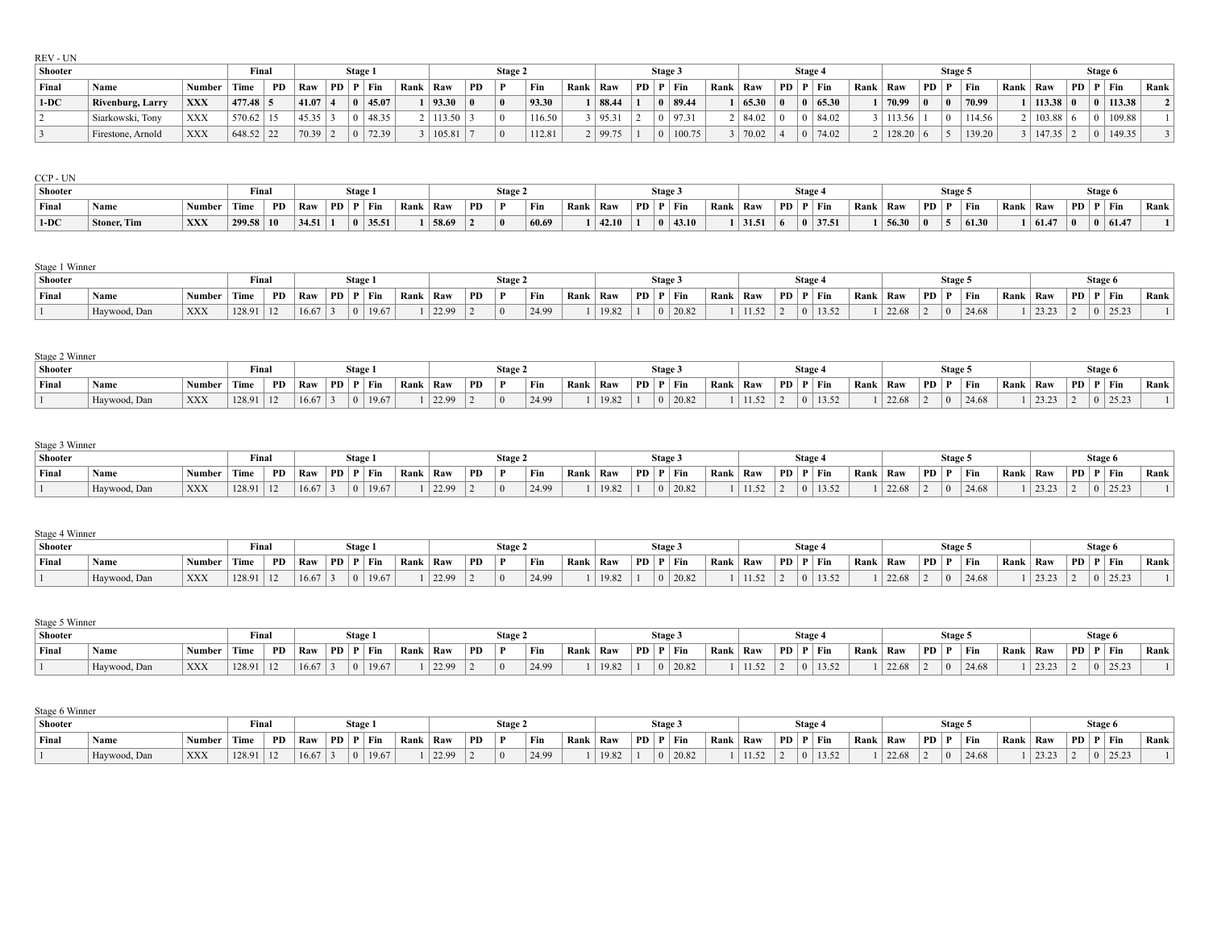REV - UN

| Shooter | | | Final | | Stage 1 | | | | | Stage 2 | | | | | Stage 3 | | | | | Stage 4 | | | | | Stage 5 | | | | | Stage 6 | | | | |
|---|---|---|---|---|---|---|---|---|---|---|---|---|---|---|---|---|---|---|---|---|---|---|---|---|---|---|---|---|---|---|---|---|---|---|
| Final | Name | Number | Time | PD | Raw | PD | P | Fin | Rank | Raw | PD | P | Fin | Rank | Raw | PD | P | Fin | Rank | Raw | PD | P | Fin | Rank | Raw | PD | P | Fin | Rank | Raw | PD | P | Fin | Rank |
| **1-DC** | **Rivenburg, Larry** | **XXX** | **477.48** | **5** | **41.07** | **4** | **0** | **45.07** | **1** | **93.30** | **0** | **0** | **93.30** | **1** | **88.44** | **1** | **0** | **89.44** | **1** | **65.30** | **0** | **0** | **65.30** | **1** | **70.99** | **0** | **0** | **70.99** | **1** | **113.38** | **0** | **0** | **113.38** | **2** |
| 2 | Siarkowski, Tony | XXX | 570.62 | 15 | 45.35 | 3 | 0 | 48.35 | 2 | 113.50 | 3 | 0 | 116.50 | 3 | 95.31 | 2 | 0 | 97.31 | 2 | 84.02 | 0 | 0 | 84.02 | 3 | 113.56 | 1 | 0 | 114.56 | 2 | 103.88 | 6 | 0 | 109.88 | 1 |
| 3 | Firestone, Arnold | XXX | 648.52 | 22 | 70.39 | 2 | 0 | 72.39 | 3 | 105.81 | 7 | 0 | 112.81 | 2 | 99.75 | 1 | 0 | 100.75 | 3 | 70.02 | 4 | 0 | 74.02 | 2 | 128.20 | 6 | 5 | 139.20 | 3 | 147.35 | 2 | 0 | 149.35 | 3 |

CCP - UN

| Shooter | | | Final | | Stage 1 | | | | | Stage 2 | | | | | Stage 3 | | | | | Stage 4 | | | | | Stage 5 | | | | | Stage 6 | | | | |
|---|---|---|---|---|---|---|---|---|---|---|---|---|---|---|---|---|---|---|---|---|---|---|---|---|---|---|---|---|---|---|---|---|---|---|
| Final | Name | Number | Time | PD | Raw | PD | P | Fin | Rank | Raw | PD | P | Fin | Rank | Raw | PD | P | Fin | Rank | Raw | PD | P | Fin | Rank | Raw | PD | P | Fin | Rank | Raw | PD | P | Fin | Rank |
| **1-DC** | **Stoner, Tim** | **XXX** | **299.58** | **10** | **34.51** | **1** | **0** | **35.51** | **1** | **58.69** | **2** | **0** | **60.69** | **1** | **42.10** | **1** | **0** | **43.10** | **1** | **31.51** | **6** | **0** | **37.51** | **1** | **56.30** | **0** | **5** | **61.30** | **1** | **61.47** | **0** | **0** | **61.47** | **1** |

Stage 1 Winner

| Shooter | | | Final | | Stage 1 | | | | | Stage 2 | | | | | Stage 3 | | | | | Stage 4 | | | | | Stage 5 | | | | | Stage 6 | | | | |
|---|---|---|---|---|---|---|---|---|---|---|---|---|---|---|---|---|---|---|---|---|---|---|---|---|---|---|---|---|---|---|---|---|---|---|
| Final | Name | Number | Time | PD | Raw | PD | P | Fin | Rank | Raw | PD | P | Fin | Rank | Raw | PD | P | Fin | Rank | Raw | PD | P | Fin | Rank | Raw | PD | P | Fin | Rank | Raw | PD | P | Fin | Rank |
| 1 | Haywood, Dan | XXX | 128.91 | 12 | 16.67 | 3 | 0 | 19.67 | 1 | 22.99 | 2 | 0 | 24.99 | 1 | 19.82 | 1 | 0 | 20.82 | 1 | 11.52 | 2 | 0 | 13.52 | 1 | 22.68 | 2 | 0 | 24.68 | 1 | 23.23 | 2 | 0 | 25.23 | 1 |

Stage 2 Winner

| Shooter | | | Final | | Stage 1 | | | | | Stage 2 | | | | | Stage 3 | | | | | Stage 4 | | | | | Stage 5 | | | | | Stage 6 | | | | |
|---|---|---|---|---|---|---|---|---|---|---|---|---|---|---|---|---|---|---|---|---|---|---|---|---|---|---|---|---|---|---|---|---|---|---|
| Final | Name | Number | Time | PD | Raw | PD | P | Fin | Rank | Raw | PD | P | Fin | Rank | Raw | PD | P | Fin | Rank | Raw | PD | P | Fin | Rank | Raw | PD | P | Fin | Rank | Raw | PD | P | Fin | Rank |
| 1 | Haywood, Dan | XXX | 128.91 | 12 | 16.67 | 3 | 0 | 19.67 | 1 | 22.99 | 2 | 0 | 24.99 | 1 | 19.82 | 1 | 0 | 20.82 | 1 | 11.52 | 2 | 0 | 13.52 | 1 | 22.68 | 2 | 0 | 24.68 | 1 | 23.23 | 2 | 0 | 25.23 | 1 |

Stage 3 Winner

| Shooter | | | Final | | Stage 1 | | | | | Stage 2 | | | | | Stage 3 | | | | | Stage 4 | | | | | Stage 5 | | | | | Stage 6 | | | | |
|---|---|---|---|---|---|---|---|---|---|---|---|---|---|---|---|---|---|---|---|---|---|---|---|---|---|---|---|---|---|---|---|---|---|---|
| Final | Name | Number | Time | PD | Raw | PD | P | Fin | Rank | Raw | PD | P | Fin | Rank | Raw | PD | P | Fin | Rank | Raw | PD | P | Fin | Rank | Raw | PD | P | Fin | Rank | Raw | PD | P | Fin | Rank |
| 1 | Haywood, Dan | XXX | 128.91 | 12 | 16.67 | 3 | 0 | 19.67 | 1 | 22.99 | 2 | 0 | 24.99 | 1 | 19.82 | 1 | 0 | 20.82 | 1 | 11.52 | 2 | 0 | 13.52 | 1 | 22.68 | 2 | 0 | 24.68 | 1 | 23.23 | 2 | 0 | 25.23 | 1 |

Stage 4 Winner

| Shooter | | | Final | | Stage 1 | | | | | Stage 2 | | | | | Stage 3 | | | | | Stage 4 | | | | | Stage 5 | | | | | Stage 6 | | | | |
|---|---|---|---|---|---|---|---|---|---|---|---|---|---|---|---|---|---|---|---|---|---|---|---|---|---|---|---|---|---|---|---|---|---|---|
| Final | Name | Number | Time | PD | Raw | PD | P | Fin | Rank | Raw | PD | P | Fin | Rank | Raw | PD | P | Fin | Rank | Raw | PD | P | Fin | Rank | Raw | PD | P | Fin | Rank | Raw | PD | P | Fin | Rank |
| 1 | Haywood, Dan | XXX | 128.91 | 12 | 16.67 | 3 | 0 | 19.67 | 1 | 22.99 | 2 | 0 | 24.99 | 1 | 19.82 | 1 | 0 | 20.82 | 1 | 11.52 | 2 | 0 | 13.52 | 1 | 22.68 | 2 | 0 | 24.68 | 1 | 23.23 | 2 | 0 | 25.23 | 1 |

Stage 5 Winner

| Shooter | | | Final | | Stage 1 | | | | | Stage 2 | | | | | Stage 3 | | | | | Stage 4 | | | | | Stage 5 | | | | | Stage 6 | | | | |
|---|---|---|---|---|---|---|---|---|---|---|---|---|---|---|---|---|---|---|---|---|---|---|---|---|---|---|---|---|---|---|---|---|---|---|
| Final | Name | Number | Time | PD | Raw | PD | P | Fin | Rank | Raw | PD | P | Fin | Rank | Raw | PD | P | Fin | Rank | Raw | PD | P | Fin | Rank | Raw | PD | P | Fin | Rank | Raw | PD | P | Fin | Rank |
| 1 | Haywood, Dan | XXX | 128.91 | 12 | 16.67 | 3 | 0 | 19.67 | 1 | 22.99 | 2 | 0 | 24.99 | 1 | 19.82 | 1 | 0 | 20.82 | 1 | 11.52 | 2 | 0 | 13.52 | 1 | 22.68 | 2 | 0 | 24.68 | 1 | 23.23 | 2 | 0 | 25.23 | 1 |

Stage 6 Winner

| Shooter | | | Final | | Stage 1 | | | | | Stage 2 | | | | | Stage 3 | | | | | Stage 4 | | | | | Stage 5 | | | | | Stage 6 | | | | |
|---|---|---|---|---|---|---|---|---|---|---|---|---|---|---|---|---|---|---|---|---|---|---|---|---|---|---|---|---|---|---|---|---|---|---|
| Final | Name | Number | Time | PD | Raw | PD | P | Fin | Rank | Raw | PD | P | Fin | Rank | Raw | PD | P | Fin | Rank | Raw | PD | P | Fin | Rank | Raw | PD | P | Fin | Rank | Raw | PD | P | Fin | Rank |
| 1 | Haywood, Dan | XXX | 128.91 | 12 | 16.67 | 3 | 0 | 19.67 | 1 | 22.99 | 2 | 0 | 24.99 | 1 | 19.82 | 1 | 0 | 20.82 | 1 | 11.52 | 2 | 0 | 13.52 | 1 | 22.68 | 2 | 0 | 24.68 | 1 | 23.23 | 2 | 0 | 25.23 | 1 |